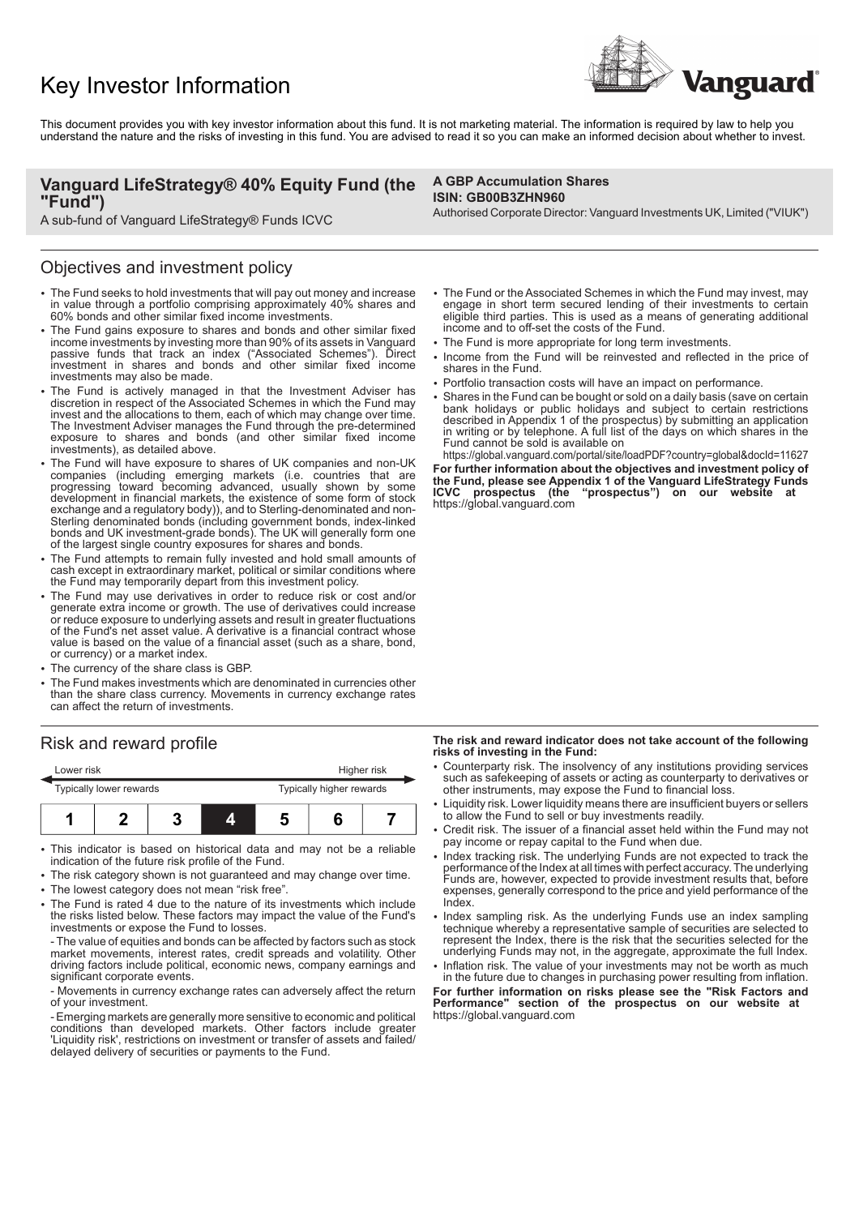# Key Investor Information

This document provides you with key investor information about this fund. It is not marketing material. The information is required by law to help you understand the nature and the risks of investing in this fund. You are advised to read it so you can make an informed decision about whether to invest.

**Vanguard LifeStrategy® 40% Equity Fund (the "Fund")**

A sub-fund of Vanguard LifeStrategy® Funds ICVC

**A GBP Accumulation Shares**
**ISIN: GB00B3ZHN960**

Authorised Corporate Director: Vanguard Investments UK, Limited ("VIUK")

## Objectives and investment policy

- The Fund seeks to hold investments that will pay out money and increase in value through a portfolio comprising approximately 40% shares and 60% bonds and other similar fixed income investments.
- The Fund gains exposure to shares and bonds and other similar fixed income investments by investing more than 90% of its assets in Vanguard passive funds that track an index ("Associated Schemes"). Direct investment in shares and bonds and other similar fixed income investments may also be made.
- The Fund is actively managed in that the Investment Adviser has discretion in respect of the Associated Schemes in which the Fund may invest and the allocations to them, each of which may change over time. The Investment Adviser manages the Fund through the pre-determined exposure to shares and bonds (and other similar fixed income investments), as detailed above.
- The Fund will have exposure to shares of UK companies and non-UK companies (including emerging markets (i.e. countries that are progressing toward becoming advanced, usually shown by some development in financial markets, the existence of some form of stock exchange and a regulatory body)), and to Sterling-denominated and non-Sterling denominated bonds (including government bonds, index-linked bonds and UK investment-grade bonds). The UK will generally form one of the largest single country exposures for shares and bonds.
- The Fund attempts to remain fully invested and hold small amounts of cash except in extraordinary market, political or similar conditions where the Fund may temporarily depart from this investment policy.
- The Fund may use derivatives in order to reduce risk or cost and/or generate extra income or growth. The use of derivatives could increase or reduce exposure to underlying assets and result in greater fluctuations of the Fund's net asset value. A derivative is a financial contract whose value is based on the value of a financial asset (such as a share, bond, or currency) or a market index.
- The currency of the share class is GBP.
- The Fund makes investments which are denominated in currencies other than the share class currency. Movements in currency exchange rates can affect the return of investments.
- The Fund or the Associated Schemes in which the Fund may invest, may engage in short term secured lending of their investments to certain eligible third parties. This is used as a means of generating additional income and to off-set the costs of the Fund.
- The Fund is more appropriate for long term investments.
- Income from the Fund will be reinvested and reflected in the price of shares in the Fund.
- Portfolio transaction costs will have an impact on performance.
- Shares in the Fund can be bought or sold on a daily basis (save on certain bank holidays or public holidays and subject to certain restrictions described in Appendix 1 of the prospectus) by submitting an application in writing or by telephone. A full list of the days on which shares in the Fund cannot be sold is available on https://global.vanguard.com/portal/site/loadPDF?country=global&docId=11627

**For further information about the objectives and investment policy of the Fund, please see Appendix 1 of the Vanguard LifeStrategy Funds ICVC prospectus (the "prospectus") on our website at** https://global.vanguard.com

## Risk and reward profile

| Lower risk | | | | | | Higher risk |
|---|---|---|---|---|---|---|
| Typically lower rewards | | | | | | Typically higher rewards |
| 1 | 2 | 3 | **4** | 5 | 6 | 7 |

- This indicator is based on historical data and may not be a reliable indication of the future risk profile of the Fund.
- The risk category shown is not guaranteed and may change over time.
- The lowest category does not mean "risk free".
- The Fund is rated 4 due to the nature of its investments which include the risks listed below. These factors may impact the value of the Fund's investments or expose the Fund to losses.

  - The value of equities and bonds can be affected by factors such as stock market movements, interest rates, credit spreads and volatility. Other driving factors include political, economic news, company earnings and significant corporate events.

  - Movements in currency exchange rates can adversely affect the return of your investment.

  - Emerging markets are generally more sensitive to economic and political conditions than developed markets. Other factors include greater 'Liquidity risk', restrictions on investment or transfer of assets and failed/delayed delivery of securities or payments to the Fund.

**The risk and reward indicator does not take account of the following risks of investing in the Fund:**

- Counterparty risk. The insolvency of any institutions providing services such as safekeeping of assets or acting as counterparty to derivatives or other instruments, may expose the Fund to financial loss.
- Liquidity risk. Lower liquidity means there are insufficient buyers or sellers to allow the Fund to sell or buy investments readily.
- Credit risk. The issuer of a financial asset held within the Fund may not pay income or repay capital to the Fund when due.
- Index tracking risk. The underlying Funds are not expected to track the performance of the Index at all times with perfect accuracy. The underlying Funds are, however, expected to provide investment results that, before expenses, generally correspond to the price and yield performance of the Index.
- Index sampling risk. As the underlying Funds use an index sampling technique whereby a representative sample of securities are selected to represent the Index, there is the risk that the securities selected for the underlying Funds may not, in the aggregate, approximate the full Index.
- Inflation risk. The value of your investments may not be worth as much in the future due to changes in purchasing power resulting from inflation.

**For further information on risks please see the "Risk Factors and Performance" section of the prospectus on our website at** https://global.vanguard.com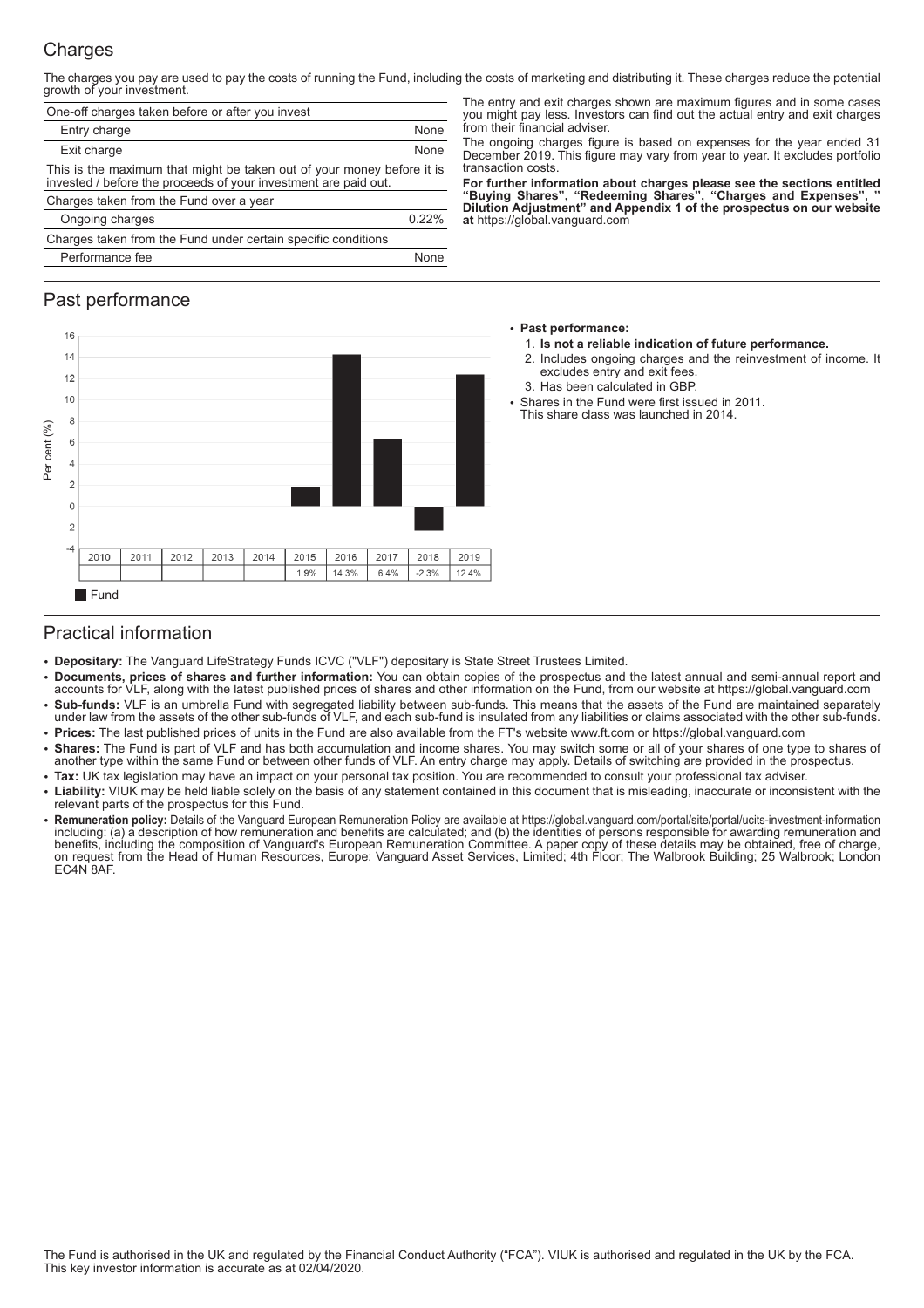## Charges

The charges you pay are used to pay the costs of running the Fund, including the costs of marketing and distributing it. These charges reduce the potential growth of your investment.

| | |
|---|---|
| One-off charges taken before or after you invest | |
| Entry charge | None |
| Exit charge | None |
| This is the maximum that might be taken out of your money before it is invested / before the proceeds of your investment are paid out. | |
| Charges taken from the Fund over a year | |
| Ongoing charges | 0.22% |
| Charges taken from the Fund under certain specific conditions | |
| Performance fee | None |

The entry and exit charges shown are maximum figures and in some cases you might pay less. Investors can find out the actual entry and exit charges from their financial adviser.

The ongoing charges figure is based on expenses for the year ended 31 December 2019. This figure may vary from year to year. It excludes portfolio transaction costs.

**For further information about charges please see the sections entitled "Buying Shares", "Redeeming Shares", "Charges and Expenses", " Dilution Adjustment" and Appendix 1 of the prospectus on our website at** https://global.vanguard.com

## Past performance

Per cent (%)

16
14
12
10
8
6
4
2
0
-2
-4

2010 2011 2012 2013 2014 2015 2016 2017 2018 2019

1.9% 14.3% 6.4% -2.3% 12.4%

Fund

- **Past performance:**
  1. **Is not a reliable indication of future performance.**
  2. Includes ongoing charges and the reinvestment of income. It excludes entry and exit fees.
  3. Has been calculated in GBP.
- Shares in the Fund were first issued in 2011. This share class was launched in 2014.

## Practical information

- **Depositary:** The Vanguard LifeStrategy Funds ICVC ("VLF") depositary is State Street Trustees Limited.
- **Documents, prices of shares and further information:** You can obtain copies of the prospectus and the latest annual and semi-annual report and accounts for VLF, along with the latest published prices of shares and other information on the Fund, from our website at https://global.vanguard.com
- **Sub-funds:** VLF is an umbrella Fund with segregated liability between sub-funds. This means that the assets of the Fund are maintained separately under law from the assets of the other sub-funds of VLF, and each sub-fund is insulated from any liabilities or claims associated with the other sub-funds.
- **Prices:** The last published prices of units in the Fund are also available from the FT's website www.ft.com or https://global.vanguard.com
- **Shares:** The Fund is part of VLF and has both accumulation and income shares. You may switch some or all of your shares of one type to shares of another type within the same Fund or between other funds of VLF. An entry charge may apply. Details of switching are provided in the prospectus.
- **Tax:** UK tax legislation may have an impact on your personal tax position. You are recommended to consult your professional tax adviser.
- **Liability:** VIUK may be held liable solely on the basis of any statement contained in this document that is misleading, inaccurate or inconsistent with the relevant parts of the prospectus for this Fund.
- **Remuneration policy:** Details of the Vanguard European Remuneration Policy are available at https://global.vanguard.com/portal/site/portal/ucits-investment-information including: (a) a description of how remuneration and benefits are calculated; and (b) the identities of persons responsible for awarding remuneration and benefits, including the composition of Vanguard's European Remuneration Committee. A paper copy of these details may be obtained, free of charge, on request from the Head of Human Resources, Europe; Vanguard Asset Services, Limited; 4th Floor; The Walbrook Building; 25 Walbrook; London EC4N 8AF.

The Fund is authorised in the UK and regulated by the Financial Conduct Authority ("FCA"). VIUK is authorised and regulated in the UK by the FCA. This key investor information is accurate as at 02/04/2020.